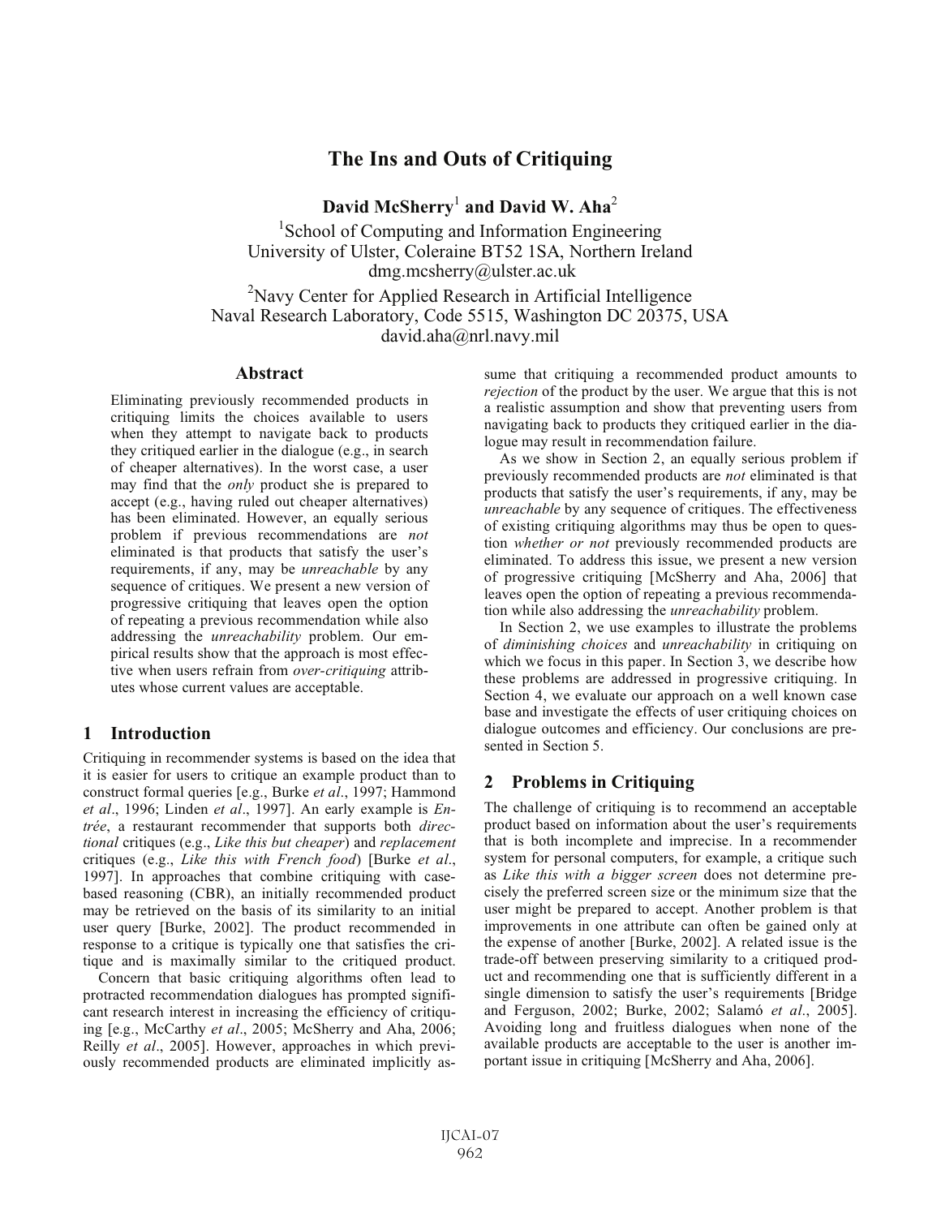# The Ins and Outs of Critiquing

**David McSherry**[1] **and David W. Aha**[2]

[1]School of Computing and Information Engineering
University of Ulster, Coleraine BT52 1SA, Northern Ireland
dmg.mcsherry@ulster.ac.uk

[2]Navy Center for Applied Research in Artificial Intelligence
Naval Research Laboratory, Code 5515, Washington DC 20375, USA
david.aha@nrl.navy.mil

## Abstract

Eliminating previously recommended products in critiquing limits the choices available to users when they attempt to navigate back to products they critiqued earlier in the dialogue (e.g., in search of cheaper alternatives). In the worst case, a user may find that the *only* product she is prepared to accept (e.g., having ruled out cheaper alternatives) has been eliminated. However, an equally serious problem if previous recommendations are *not* eliminated is that products that satisfy the user's requirements, if any, may be *unreachable* by any sequence of critiques. We present a new version of progressive critiquing that leaves open the option of repeating a previous recommendation while also addressing the *unreachability* problem. Our empirical results show that the approach is most effective when users refrain from *over-critiquing* attributes whose current values are acceptable.

## 1 Introduction

Critiquing in recommender systems is based on the idea that it is easier for users to critique an example product than to construct formal queries [e.g., Burke *et al*., 1997; Hammond *et al*., 1996; Linden *et al*., 1997]. An early example is *Entrée*, a restaurant recommender that supports both *directional* critiques (e.g., *Like this but cheaper*) and *replacement* critiques (e.g., *Like this with French food*) [Burke *et al*., 1997]. In approaches that combine critiquing with case-based reasoning (CBR), an initially recommended product may be retrieved on the basis of its similarity to an initial user query [Burke, 2002]. The product recommended in response to a critique is typically one that satisfies the critique and is maximally similar to the critiqued product.

Concern that basic critiquing algorithms often lead to protracted recommendation dialogues has prompted significant research interest in increasing the efficiency of critiquing [e.g., McCarthy *et al*., 2005; McSherry and Aha, 2006; Reilly *et al*., 2005]. However, approaches in which previously recommended products are eliminated implicitly assume that critiquing a recommended product amounts to *rejection* of the product by the user. We argue that this is not a realistic assumption and show that preventing users from navigating back to products they critiqued earlier in the dialogue may result in recommendation failure.

As we show in Section 2, an equally serious problem if previously recommended products are *not* eliminated is that products that satisfy the user's requirements, if any, may be *unreachable* by any sequence of critiques. The effectiveness of existing critiquing algorithms may thus be open to question *whether or not* previously recommended products are eliminated. To address this issue, we present a new version of progressive critiquing [McSherry and Aha, 2006] that leaves open the option of repeating a previous recommendation while also addressing the *unreachability* problem.

In Section 2, we use examples to illustrate the problems of *diminishing choices* and *unreachability* in critiquing on which we focus in this paper. In Section 3, we describe how these problems are addressed in progressive critiquing. In Section 4, we evaluate our approach on a well known case base and investigate the effects of user critiquing choices on dialogue outcomes and efficiency. Our conclusions are presented in Section 5.

## 2 Problems in Critiquing

The challenge of critiquing is to recommend an acceptable product based on information about the user's requirements that is both incomplete and imprecise. In a recommender system for personal computers, for example, a critique such as *Like this with a bigger screen* does not determine precisely the preferred screen size or the minimum size that the user might be prepared to accept. Another problem is that improvements in one attribute can often be gained only at the expense of another [Burke, 2002]. A related issue is the trade-off between preserving similarity to a critiqued product and recommending one that is sufficiently different in a single dimension to satisfy the user's requirements [Bridge and Ferguson, 2002; Burke, 2002; Salamó *et al*., 2005]. Avoiding long and fruitless dialogues when none of the available products are acceptable to the user is another important issue in critiquing [McSherry and Aha, 2006].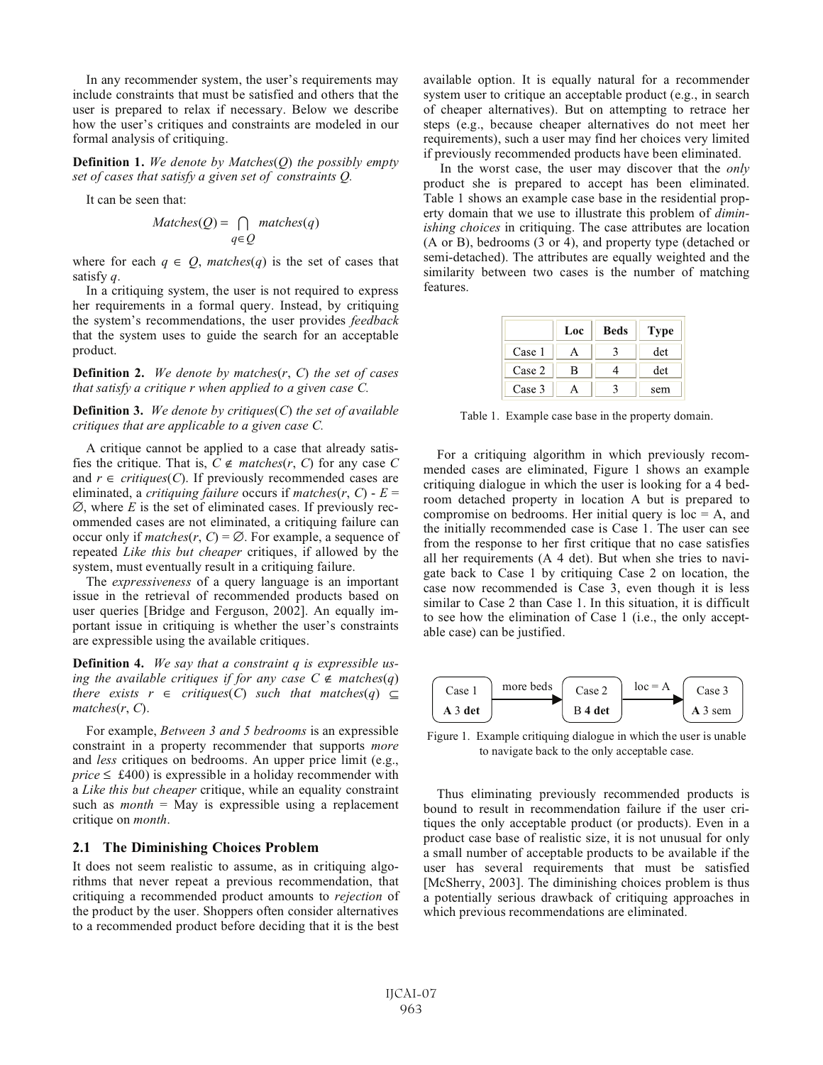In any recommender system, the user's requirements may include constraints that must be satisfied and others that the user is prepared to relax if necessary. Below we describe how the user's critiques and constraints are modeled in our formal analysis of critiquing.

**Definition 1.** *We denote by Matches(Q) the possibly empty set of cases that satisfy a given set of constraints Q.*

It can be seen that:

$$Matches(Q) = \bigcap_{q \in Q} matches(q)$$

where for each $q \in Q$, $matches(q)$ is the set of cases that satisfy $q$.

In a critiquing system, the user is not required to express her requirements in a formal query. Instead, by critiquing the system's recommendations, the user provides *feedback* that the system uses to guide the search for an acceptable product.

**Definition 2.** *We denote by matches(r, C) the set of cases that satisfy a critique r when applied to a given case C.*

**Definition 3.** *We denote by critiques(C) the set of available critiques that are applicable to a given case C.*

A critique cannot be applied to a case that already satisfies the critique. That is, $C \notin matches(r, C)$ for any case $C$ and $r \in critiques(C)$. If previously recommended cases are eliminated, a *critiquing failure* occurs if $matches(r, C) - E = \emptyset$, where $E$ is the set of eliminated cases. If previously recommended cases are not eliminated, a critiquing failure can occur only if $matches(r, C) = \emptyset$. For example, a sequence of repeated *Like this but cheaper* critiques, if allowed by the system, must eventually result in a critiquing failure.

The *expressiveness* of a query language is an important issue in the retrieval of recommended products based on user queries [Bridge and Ferguson, 2002]. An equally important issue in critiquing is whether the user's constraints are expressible using the available critiques.

**Definition 4.** *We say that a constraint q is expressible using the available critiques if for any case $C \notin matches(q)$ there exists $r \in critiques(C)$ such that $matches(q) \subseteq matches(r, C)$.*

For example, *Between 3 and 5 bedrooms* is an expressible constraint in a property recommender that supports *more* and *less* critiques on bedrooms. An upper price limit (e.g., $price \leq$ £400) is expressible in a holiday recommender with a *Like this but cheaper* critique, while an equality constraint such as *month* = May is expressible using a replacement critique on *month*.

## 2.1 The Diminishing Choices Problem

It does not seem realistic to assume, as in critiquing algorithms that never repeat a previous recommendation, that critiquing a recommended product amounts to *rejection* of the product by the user. Shoppers often consider alternatives to a recommended product before deciding that it is the best available option. It is equally natural for a recommender system user to critique an acceptable product (e.g., in search of cheaper alternatives). But on attempting to retrace her steps (e.g., because cheaper alternatives do not meet her requirements), such a user may find her choices very limited if previously recommended products have been eliminated.

In the worst case, the user may discover that the *only* product she is prepared to accept has been eliminated. Table 1 shows an example case base in the residential property domain that we use to illustrate this problem of *diminishing choices* in critiquing. The case attributes are location (A or B), bedrooms (3 or 4), and property type (detached or semi-detached). The attributes are equally weighted and the similarity between two cases is the number of matching features.

| | Loc | Beds | Type |
|---|---|---|---|
| Case 1 | A | 3 | det |
| Case 2 | B | 4 | det |
| Case 3 | A | 3 | sem |

Table 1. Example case base in the property domain.

For a critiquing algorithm in which previously recommended cases are eliminated, Figure 1 shows an example critiquing dialogue in which the user is looking for a 4 bedroom detached property in location A but is prepared to compromise on bedrooms. Her initial query is loc = A, and the initially recommended case is Case 1. The user can see from the response to her first critique that no case satisfies all her requirements (A 4 det). But when she tries to navigate back to Case 1 by critiquing Case 2 on location, the case now recommended is Case 3, even though it is less similar to Case 2 than Case 1. In this situation, it is difficult to see how the elimination of Case 1 (i.e., the only acceptable case) can be justified.

Case 1 (**A** 3 **det**) —more beds→ Case 2 (B **4 det**) —loc = A→ Case 3 (**A** 3 sem)

Figure 1. Example critiquing dialogue in which the user is unable to navigate back to the only acceptable case.

Thus eliminating previously recommended products is bound to result in recommendation failure if the user critiques the only acceptable product (or products). Even in a product case base of realistic size, it is not unusual for only a small number of acceptable products to be available if the user has several requirements that must be satisfied [McSherry, 2003]. The diminishing choices problem is thus a potentially serious drawback of critiquing approaches in which previous recommendations are eliminated.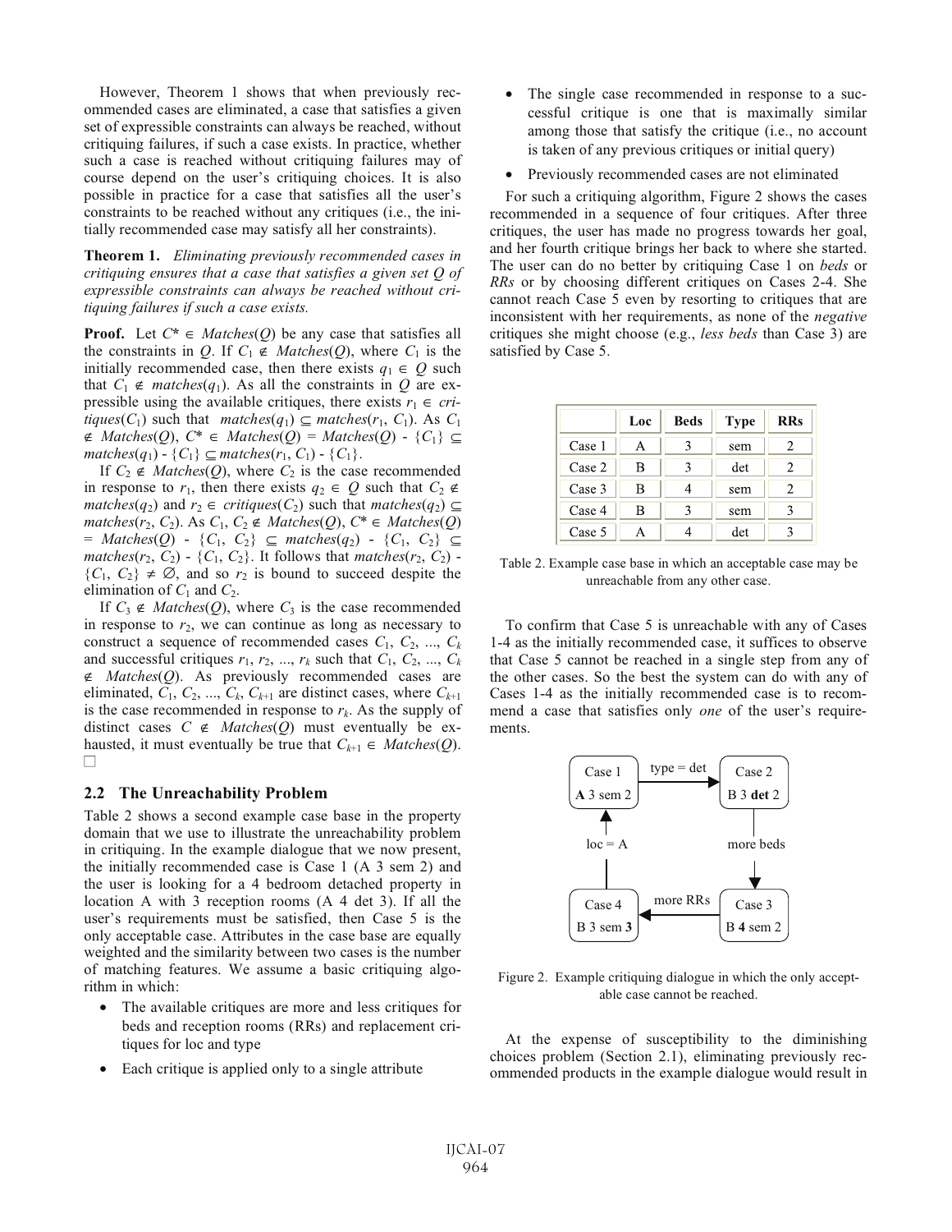However, Theorem 1 shows that when previously recommended cases are eliminated, a case that satisfies a given set of expressible constraints can always be reached, without critiquing failures, if such a case exists. In practice, whether such a case is reached without critiquing failures may of course depend on the user's critiquing choices. It is also possible in practice for a case that satisfies all the user's constraints to be reached without any critiques (i.e., the initially recommended case may satisfy all her constraints).

**Theorem 1.** *Eliminating previously recommended cases in critiquing ensures that a case that satisfies a given set Q of expressible constraints can always be reached without critiquing failures if such a case exists.*

**Proof.** Let $C^* \in Matches(Q)$ be any case that satisfies all the constraints in $Q$. If $C_1 \notin Matches(Q)$, where $C_1$ is the initially recommended case, then there exists $q_1 \in Q$ such that $C_1 \notin matches(q_1)$. As all the constraints in $Q$ are expressible using the available critiques, there exists $r_1 \in critiques(C_1)$ such that $matches(q_1) \subseteq matches(r_1, C_1)$. As $C_1 \notin Matches(Q)$, $C^* \in Matches(Q) = Matches(Q) - \{C_1\} \subseteq matches(q_1) - \{C_1\} \subseteq matches(r_1, C_1) - \{C_1\}$.

If $C_2 \notin Matches(Q)$, where $C_2$ is the case recommended in response to $r_1$, then there exists $q_2 \in Q$ such that $C_2 \notin matches(q_2)$ and $r_2 \in critiques(C_2)$ such that $matches(q_2) \subseteq matches(r_2, C_2)$. As $C_1, C_2 \notin Matches(Q)$, $C^* \in Matches(Q) = Matches(Q) - \{C_1, C_2\} \subseteq matches(q_2) - \{C_1, C_2\} \subseteq matches(r_2, C_2) - \{C_1, C_2\}$. It follows that $matches(r_2, C_2) - \{C_1, C_2\} \neq \emptyset$, and so $r_2$ is bound to succeed despite the elimination of $C_1$ and $C_2$.

If $C_3 \notin Matches(Q)$, where $C_3$ is the case recommended in response to $r_2$, we can continue as long as necessary to construct a sequence of recommended cases $C_1, C_2, ..., C_k$ and successful critiques $r_1, r_2, ..., r_k$ such that $C_1, C_2, ..., C_k \notin Matches(Q)$. As previously recommended cases are eliminated, $C_1, C_2, ..., C_k, C_{k+1}$ are distinct cases, where $C_{k+1}$ is the case recommended in response to $r_k$. As the supply of distinct cases $C \notin Matches(Q)$ must eventually be exhausted, it must eventually be true that $C_{k+1} \in Matches(Q)$. □

## 2.2 The Unreachability Problem

Table 2 shows a second example case base in the property domain that we use to illustrate the unreachability problem in critiquing. In the example dialogue that we now present, the initially recommended case is Case 1 (A 3 sem 2) and the user is looking for a 4 bedroom detached property in location A with 3 reception rooms (A 4 det 3). If all the user's requirements must be satisfied, then Case 5 is the only acceptable case. Attributes in the case base are equally weighted and the similarity between two cases is the number of matching features. We assume a basic critiquing algorithm in which:

- The available critiques are more and less critiques for beds and reception rooms (RRs) and replacement critiques for loc and type
- Each critique is applied only to a single attribute
- The single case recommended in response to a successful critique is one that is maximally similar among those that satisfy the critique (i.e., no account is taken of any previous critiques or initial query)
- Previously recommended cases are not eliminated

For such a critiquing algorithm, Figure 2 shows the cases recommended in a sequence of four critiques. After three critiques, the user has made no progress towards her goal, and her fourth critique brings her back to where she started. The user can do no better by critiquing Case 1 on *beds* or *RRs* or by choosing different critiques on Cases 2-4. She cannot reach Case 5 even by resorting to critiques that are inconsistent with her requirements, as none of the *negative* critiques she might choose (e.g., *less beds* than Case 3) are satisfied by Case 5.

| | Loc | Beds | Type | RRs |
|---|---|---|---|---|
| Case 1 | A | 3 | sem | 2 |
| Case 2 | B | 3 | det | 2 |
| Case 3 | B | 4 | sem | 2 |
| Case 4 | B | 3 | sem | 3 |
| Case 5 | A | 4 | det | 3 |

Table 2. Example case base in which an acceptable case may be unreachable from any other case.

To confirm that Case 5 is unreachable with any of Cases 1-4 as the initially recommended case, it suffices to observe that Case 5 cannot be reached in a single step from any of the other cases. So the best the system can do with any of Cases 1-4 as the initially recommended case is to recommend a case that satisfies only *one* of the user's requirements.

Figure 2. Example critiquing dialogue in which the only acceptable case cannot be reached.

At the expense of susceptibility to the diminishing choices problem (Section 2.1), eliminating previously recommended products in the example dialogue would result in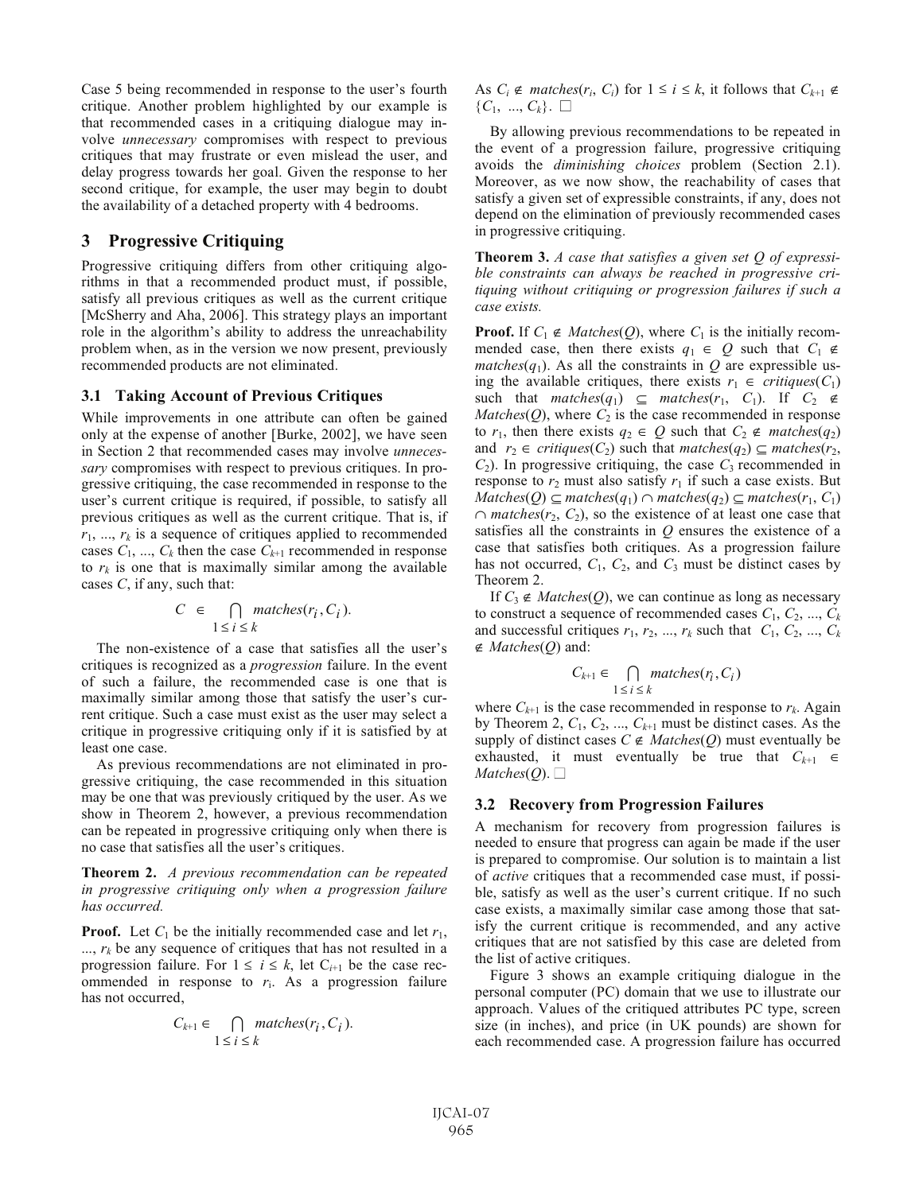Case 5 being recommended in response to the user's fourth critique. Another problem highlighted by our example is that recommended cases in a critiquing dialogue may involve *unnecessary* compromises with respect to previous critiques that may frustrate or even mislead the user, and delay progress towards her goal. Given the response to her second critique, for example, the user may begin to doubt the availability of a detached property with 4 bedrooms.

## 3 Progressive Critiquing

Progressive critiquing differs from other critiquing algorithms in that a recommended product must, if possible, satisfy all previous critiques as well as the current critique [McSherry and Aha, 2006]. This strategy plays an important role in the algorithm's ability to address the unreachability problem when, as in the version we now present, previously recommended products are not eliminated.

### 3.1 Taking Account of Previous Critiques

While improvements in one attribute can often be gained only at the expense of another [Burke, 2002], we have seen in Section 2 that recommended cases may involve *unnecessary* compromises with respect to previous critiques. In progressive critiquing, the case recommended in response to the user's current critique is required, if possible, to satisfy all previous critiques as well as the current critique. That is, if $r_1, ..., r_k$ is a sequence of critiques applied to recommended cases $C_1, ..., C_k$ then the case $C_{k+1}$ recommended in response to $r_k$ is one that is maximally similar among the available cases $C$, if any, such that:

$$C \in \bigcap_{1 \leq i \leq k} matches(r_i, C_i).$$

The non-existence of a case that satisfies all the user's critiques is recognized as a *progression* failure. In the event of such a failure, the recommended case is one that is maximally similar among those that satisfy the user's current critique. Such a case must exist as the user may select a critique in progressive critiquing only if it is satisfied by at least one case.

As previous recommendations are not eliminated in progressive critiquing, the case recommended in this situation may be one that was previously critiqued by the user. As we show in Theorem 2, however, a previous recommendation can be repeated in progressive critiquing only when there is no case that satisfies all the user's critiques.

**Theorem 2.** *A previous recommendation can be repeated in progressive critiquing only when a progression failure has occurred.*

**Proof.** Let $C_1$ be the initially recommended case and let $r_1, ..., r_k$ be any sequence of critiques that has not resulted in a progression failure. For $1 \leq i \leq k$, let $C_{i+1}$ be the case recommended in response to $r_i$. As a progression failure has not occurred,

$$C_{k+1} \in \bigcap_{1 \leq i \leq k} matches(r_i, C_i).$$

As $C_i \notin matches(r_i, C_i)$ for $1 \leq i \leq k$, it follows that $C_{k+1} \notin \{C_1, ..., C_k\}$. □

By allowing previous recommendations to be repeated in the event of a progression failure, progressive critiquing avoids the *diminishing choices* problem (Section 2.1). Moreover, as we now show, the reachability of cases that satisfy a given set of expressible constraints, if any, does not depend on the elimination of previously recommended cases in progressive critiquing.

**Theorem 3.** *A case that satisfies a given set Q of expressible constraints can always be reached in progressive critiquing without critiquing or progression failures if such a case exists.*

**Proof.** If $C_1 \notin Matches(Q)$, where $C_1$ is the initially recommended case, then there exists $q_1 \in Q$ such that $C_1 \notin matches(q_1)$. As all the constraints in $Q$ are expressible using the available critiques, there exists $r_1 \in critiques(C_1)$ such that $matches(q_1) \subseteq matches(r_1, C_1)$. If $C_2 \notin Matches(Q)$, where $C_2$ is the case recommended in response to $r_1$, then there exists $q_2 \in Q$ such that $C_2 \notin matches(q_2)$ and $r_2 \in critiques(C_2)$ such that $matches(q_2) \subseteq matches(r_2, C_2)$. In progressive critiquing, the case $C_3$ recommended in response to $r_2$ must also satisfy $r_1$ if such a case exists. But $Matches(Q) \subseteq matches(q_1) \cap matches(q_2) \subseteq matches(r_1, C_1) \cap matches(r_2, C_2)$, so the existence of at least one case that satisfies all the constraints in $Q$ ensures the existence of a case that satisfies both critiques. As a progression failure has not occurred, $C_1$, $C_2$, and $C_3$ must be distinct cases by Theorem 2.

If $C_3 \notin Matches(Q)$, we can continue as long as necessary to construct a sequence of recommended cases $C_1, C_2, ..., C_k$ and successful critiques $r_1, r_2, ..., r_k$ such that $C_1, C_2, ..., C_k \notin Matches(Q)$ and:

$$C_{k+1} \in \bigcap_{1 \leq i \leq k} matches(r_i, C_i)$$

where $C_{k+1}$ is the case recommended in response to $r_k$. Again by Theorem 2, $C_1, C_2, ..., C_{k+1}$ must be distinct cases. As the supply of distinct cases $C \notin Matches(Q)$ must eventually be exhausted, it must eventually be true that $C_{k+1} \in Matches(Q)$. □

### 3.2 Recovery from Progression Failures

A mechanism for recovery from progression failures is needed to ensure that progress can again be made if the user is prepared to compromise. Our solution is to maintain a list of *active* critiques that a recommended case must, if possible, satisfy as well as the user's current critique. If no such case exists, a maximally similar case among those that satisfy the current critique is recommended, and any active critiques that are not satisfied by this case are deleted from the list of active critiques.

Figure 3 shows an example critiquing dialogue in the personal computer (PC) domain that we use to illustrate our approach. Values of the critiqued attributes PC type, screen size (in inches), and price (in UK pounds) are shown for each recommended case. A progression failure has occurred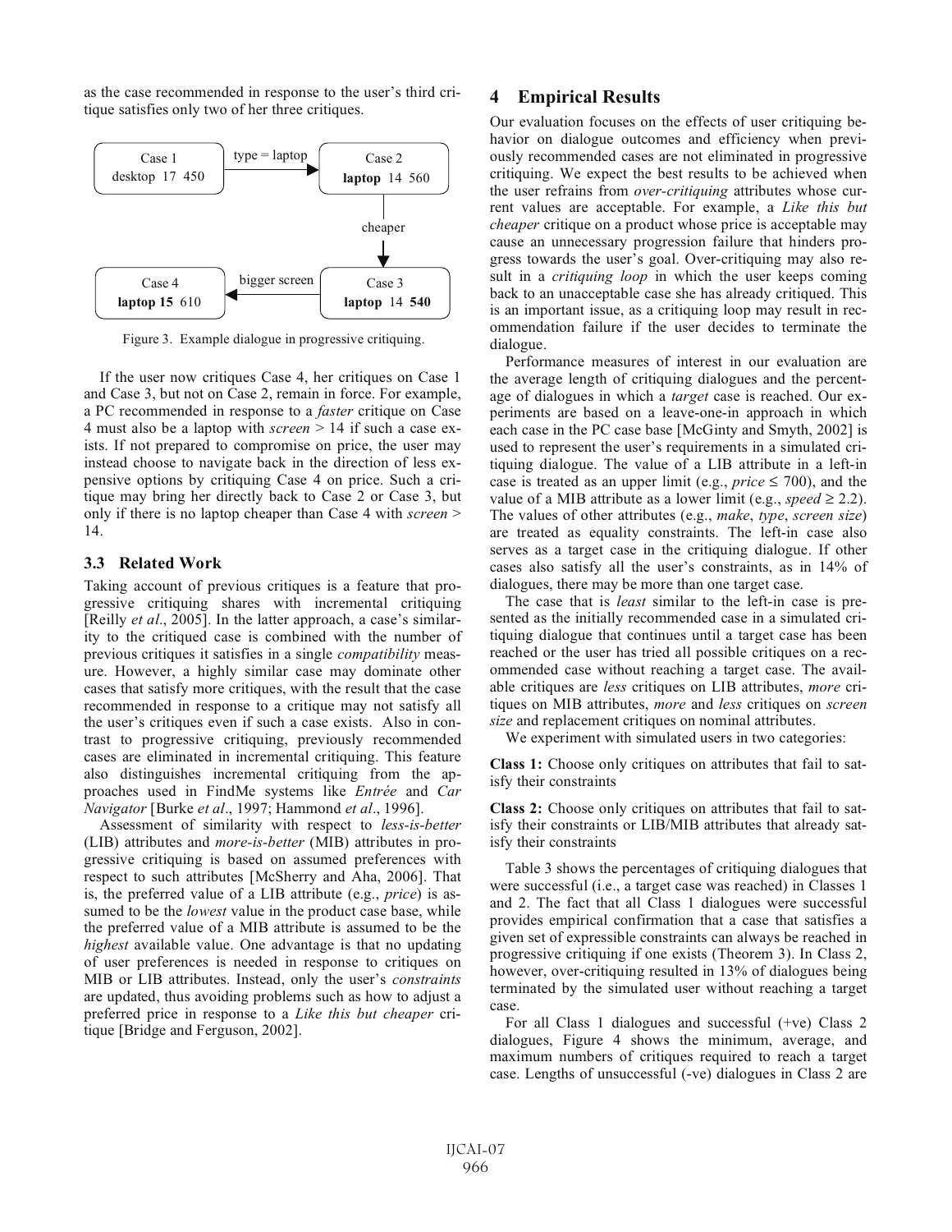as the case recommended in response to the user's third critique satisfies only two of her three critiques.

Figure 3. Example dialogue in progressive critiquing.

If the user now critiques Case 4, her critiques on Case 1 and Case 3, but not on Case 2, remain in force. For example, a PC recommended in response to a *faster* critique on Case 4 must also be a laptop with *screen* > 14 if such a case exists. If not prepared to compromise on price, the user may instead choose to navigate back in the direction of less expensive options by critiquing Case 4 on price. Such a critique may bring her directly back to Case 2 or Case 3, but only if there is no laptop cheaper than Case 4 with *screen* > 14.

### 3.3 Related Work

Taking account of previous critiques is a feature that progressive critiquing shares with incremental critiquing [Reilly *et al*., 2005]. In the latter approach, a case's similarity to the critiqued case is combined with the number of previous critiques it satisfies in a single *compatibility* measure. However, a highly similar case may dominate other cases that satisfy more critiques, with the result that the case recommended in response to a critique may not satisfy all the user's critiques even if such a case exists. Also in contrast to progressive critiquing, previously recommended cases are eliminated in incremental critiquing. This feature also distinguishes incremental critiquing from the approaches used in FindMe systems like *Entrée* and *Car Navigator* [Burke *et al*., 1997; Hammond *et al*., 1996].

Assessment of similarity with respect to *less-is-better* (LIB) attributes and *more-is-better* (MIB) attributes in progressive critiquing is based on assumed preferences with respect to such attributes [McSherry and Aha, 2006]. That is, the preferred value of a LIB attribute (e.g., *price*) is assumed to be the *lowest* value in the product case base, while the preferred value of a MIB attribute is assumed to be the *highest* available value. One advantage is that no updating of user preferences is needed in response to critiques on MIB or LIB attributes. Instead, only the user's *constraints* are updated, thus avoiding problems such as how to adjust a preferred price in response to a *Like this but cheaper* critique [Bridge and Ferguson, 2002].

## 4 Empirical Results

Our evaluation focuses on the effects of user critiquing behavior on dialogue outcomes and efficiency when previously recommended cases are not eliminated in progressive critiquing. We expect the best results to be achieved when the user refrains from *over-critiquing* attributes whose current values are acceptable. For example, a *Like this but cheaper* critique on a product whose price is acceptable may cause an unnecessary progression failure that hinders progress towards the user's goal. Over-critiquing may also result in a *critiquing loop* in which the user keeps coming back to an unacceptable case she has already critiqued. This is an important issue, as a critiquing loop may result in recommendation failure if the user decides to terminate the dialogue.

Performance measures of interest in our evaluation are the average length of critiquing dialogues and the percentage of dialogues in which a *target* case is reached. Our experiments are based on a leave-one-in approach in which each case in the PC case base [McGinty and Smyth, 2002] is used to represent the user's requirements in a simulated critiquing dialogue. The value of a LIB attribute in a left-in case is treated as an upper limit (e.g., *price* ≤ 700), and the value of a MIB attribute as a lower limit (e.g., *speed* ≥ 2.2). The values of other attributes (e.g., *make*, *type*, *screen size*) are treated as equality constraints. The left-in case also serves as a target case in the critiquing dialogue. If other cases also satisfy all the user's constraints, as in 14% of dialogues, there may be more than one target case.

The case that is *least* similar to the left-in case is presented as the initially recommended case in a simulated critiquing dialogue that continues until a target case has been reached or the user has tried all possible critiques on a recommended case without reaching a target case. The available critiques are *less* critiques on LIB attributes, *more* critiques on MIB attributes, *more* and *less* critiques on *screen size* and replacement critiques on nominal attributes.

We experiment with simulated users in two categories:

**Class 1:** Choose only critiques on attributes that fail to satisfy their constraints

**Class 2:** Choose only critiques on attributes that fail to satisfy their constraints or LIB/MIB attributes that already satisfy their constraints

Table 3 shows the percentages of critiquing dialogues that were successful (i.e., a target case was reached) in Classes 1 and 2. The fact that all Class 1 dialogues were successful provides empirical confirmation that a case that satisfies a given set of expressible constraints can always be reached in progressive critiquing if one exists (Theorem 3). In Class 2, however, over-critiquing resulted in 13% of dialogues being terminated by the simulated user without reaching a target case.

For all Class 1 dialogues and successful (+ve) Class 2 dialogues, Figure 4 shows the minimum, average, and maximum numbers of critiques required to reach a target case. Lengths of unsuccessful (-ve) dialogues in Class 2 are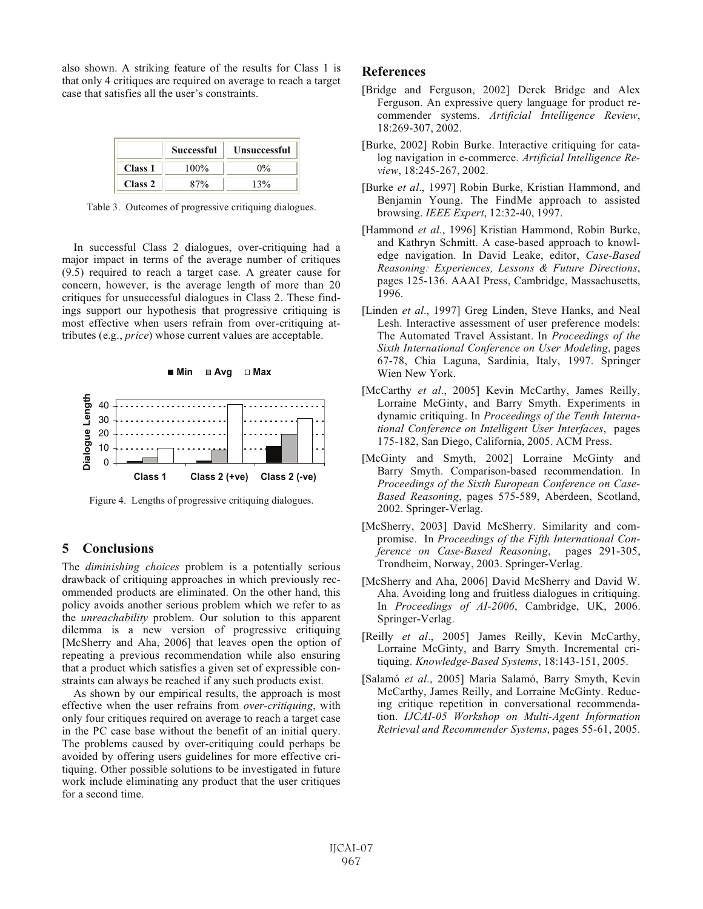also shown. A striking feature of the results for Class 1 is that only 4 critiques are required on average to reach a target case that satisfies all the user's constraints.

| | Successful | Unsuccessful |
|---|---|---|
| **Class 1** | 100% | 0% |
| **Class 2** | 87% | 13% |

Table 3. Outcomes of progressive critiquing dialogues.

In successful Class 2 dialogues, over-critiquing had a major impact in terms of the average number of critiques (9.5) required to reach a target case. A greater cause for concern, however, is the average length of more than 20 critiques for unsuccessful dialogues in Class 2. These findings support our hypothesis that progressive critiquing is most effective when users refrain from over-critiquing attributes (e.g., *price*) whose current values are acceptable.

■ Min ■ Avg □ Max

Dialogue Length

40
30
20
10
0

Class 1 Class 2 (+ve) Class 2 (-ve)

Figure 4. Lengths of progressive critiquing dialogues.

## 5 Conclusions

The *diminishing choices* problem is a potentially serious drawback of critiquing approaches in which previously recommended products are eliminated. On the other hand, this policy avoids another serious problem which we refer to as the *unreachability* problem. Our solution to this apparent dilemma is a new version of progressive critiquing [McSherry and Aha, 2006] that leaves open the option of repeating a previous recommendation while also ensuring that a product which satisfies a given set of expressible constraints can always be reached if any such products exist.

As shown by our empirical results, the approach is most effective when the user refrains from *over-critiquing*, with only four critiques required on average to reach a target case in the PC case base without the benefit of an initial query. The problems caused by over-critiquing could perhaps be avoided by offering users guidelines for more effective critiquing. Other possible solutions to be investigated in future work include eliminating any product that the user critiques for a second time.

## References

[Bridge and Ferguson, 2002] Derek Bridge and Alex Ferguson. An expressive query language for product recommender systems. *Artificial Intelligence Review*, 18:269-307, 2002.

[Burke, 2002] Robin Burke. Interactive critiquing for catalog navigation in e-commerce. *Artificial Intelligence Review*, 18:245-267, 2002.

[Burke *et al*., 1997] Robin Burke, Kristian Hammond, and Benjamin Young. The FindMe approach to assisted browsing. *IEEE Expert*, 12:32-40, 1997.

[Hammond *et al*., 1996] Kristian Hammond, Robin Burke, and Kathryn Schmitt. A case-based approach to knowledge navigation. In David Leake, editor, *Case-Based Reasoning: Experiences, Lessons & Future Directions*, pages 125-136. AAAI Press, Cambridge, Massachusetts, 1996.

[Linden *et al*., 1997] Greg Linden, Steve Hanks, and Neal Lesh. Interactive assessment of user preference models: The Automated Travel Assistant. In *Proceedings of the Sixth International Conference on User Modeling*, pages 67-78, Chia Laguna, Sardinia, Italy, 1997. Springer Wien New York.

[McCarthy *et al*., 2005] Kevin McCarthy, James Reilly, Lorraine McGinty, and Barry Smyth. Experiments in dynamic critiquing. In *Proceedings of the Tenth International Conference on Intelligent User Interfaces*, pages 175-182, San Diego, California, 2005. ACM Press.

[McGinty and Smyth, 2002] Lorraine McGinty and Barry Smyth. Comparison-based recommendation. In *Proceedings of the Sixth European Conference on Case-Based Reasoning*, pages 575-589, Aberdeen, Scotland, 2002. Springer-Verlag.

[McSherry, 2003] David McSherry. Similarity and compromise. In *Proceedings of the Fifth International Conference on Case-Based Reasoning*, pages 291-305, Trondheim, Norway, 2003. Springer-Verlag.

[McSherry and Aha, 2006] David McSherry and David W. Aha. Avoiding long and fruitless dialogues in critiquing. In *Proceedings of AI-2006*, Cambridge, UK, 2006. Springer-Verlag.

[Reilly *et al*., 2005] James Reilly, Kevin McCarthy, Lorraine McGinty, and Barry Smyth. Incremental critiquing. *Knowledge-Based Systems*, 18:143-151, 2005.

[Salamó *et al*., 2005] Maria Salamó, Barry Smyth, Kevin McCarthy, James Reilly, and Lorraine McGinty. Reducing critique repetition in conversational recommendation. *IJCAI-05 Workshop on Multi-Agent Information Retrieval and Recommender Systems*, pages 55-61, 2005.